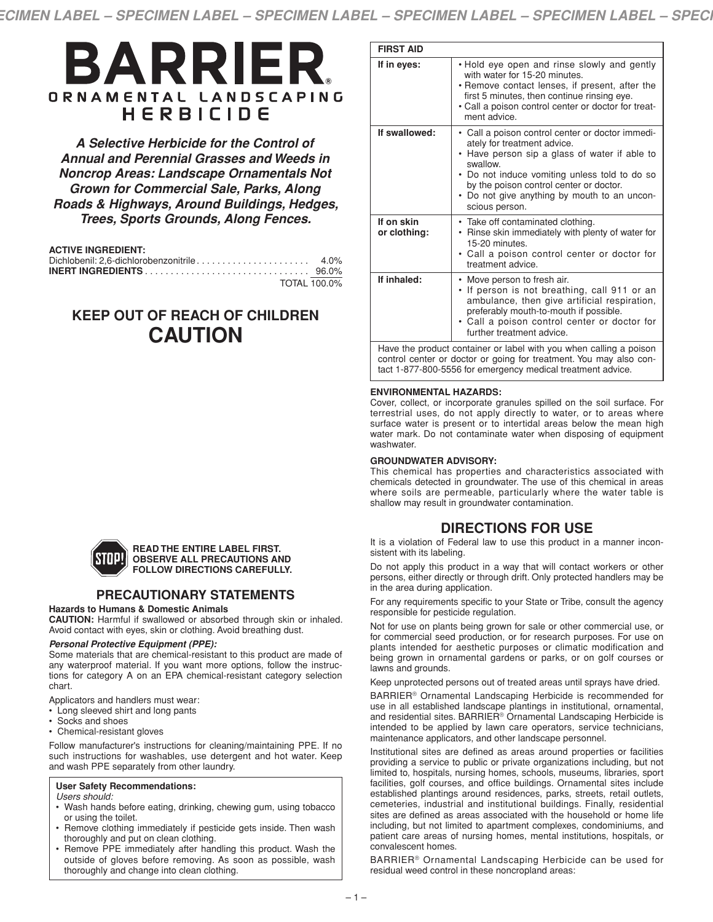# BARRIER®

## ORNAMENTAL LANDSCAPING HERBICIDE

***A Selective Herbicide for the Control of Annual and Perennial Grasses and Weeds in Noncrop Areas: Landscape Ornamentals Not Grown for Commercial Sale, Parks, Along Roads & Highways, Around Buildings, Hedges, Trees, Sports Grounds, Along Fences.***

**ACTIVE INGREDIENT:**

| | |
|---|---|
| Dichlobenil: 2,6-dichlorobenzonitrile | 4.0% |
| **INERT INGREDIENTS** | 96.0% |
| | TOTAL 100.0% |

## KEEP OUT OF REACH OF CHILDREN
## CAUTION

**READ THE ENTIRE LABEL FIRST. OBSERVE ALL PRECAUTIONS AND FOLLOW DIRECTIONS CAREFULLY.**

## PRECAUTIONARY STATEMENTS

**Hazards to Humans & Domestic Animals**

**CAUTION:** Harmful if swallowed or absorbed through skin or inhaled. Avoid contact with eyes, skin or clothing. Avoid breathing dust.

***Personal Protective Equipment (PPE):***

Some materials that are chemical-resistant to this product are made of any waterproof material. If you want more options, follow the instructions for category A on an EPA chemical-resistant category selection chart.

Applicators and handlers must wear:
- Long sleeved shirt and long pants
- Socks and shoes
- Chemical-resistant gloves

Follow manufacturer's instructions for cleaning/maintaining PPE. If no such instructions for washables, use detergent and hot water. Keep and wash PPE separately from other laundry.

**User Safety Recommendations:**

*Users should:*
- Wash hands before eating, drinking, chewing gum, using tobacco or using the toilet.
- Remove clothing immediately if pesticide gets inside. Then wash thoroughly and put on clean clothing.
- Remove PPE immediately after handling this product. Wash the outside of gloves before removing. As soon as possible, wash thoroughly and change into clean clothing.

| FIRST AID | |
|---|---|
| **If in eyes:** | • Hold eye open and rinse slowly and gently with water for 15-20 minutes.<br>• Remove contact lenses, if present, after the first 5 minutes, then continue rinsing eye.<br>• Call a poison control center or doctor for treatment advice. |
| **If swallowed:** | • Call a poison control center or doctor immediately for treatment advice.<br>• Have person sip a glass of water if able to swallow.<br>• Do not induce vomiting unless told to do so by the poison control center or doctor.<br>• Do not give anything by mouth to an unconscious person. |
| **If on skin or clothing:** | • Take off contaminated clothing.<br>• Rinse skin immediately with plenty of water for 15-20 minutes.<br>• Call a poison control center or doctor for treatment advice. |
| **If inhaled:** | • Move person to fresh air.<br>• If person is not breathing, call 911 or an ambulance, then give artificial respiration, preferably mouth-to-mouth if possible.<br>• Call a poison control center or doctor for further treatment advice. |
| Have the product container or label with you when calling a poison control center or doctor or going for treatment. You may also contact 1-877-800-5556 for emergency medical treatment advice. | |

**ENVIRONMENTAL HAZARDS:**

Cover, collect, or incorporate granules spilled on the soil surface. For terrestrial uses, do not apply directly to water, or to areas where surface water is present or to intertidal areas below the mean high water mark. Do not contaminate water when disposing of equipment washwater.

**GROUNDWATER ADVISORY:**

This chemical has properties and characteristics associated with chemicals detected in groundwater. The use of this chemical in areas where soils are permeable, particularly where the water table is shallow may result in groundwater contamination.

## DIRECTIONS FOR USE

It is a violation of Federal law to use this product in a manner inconsistent with its labeling.

Do not apply this product in a way that will contact workers or other persons, either directly or through drift. Only protected handlers may be in the area during application.

For any requirements specific to your State or Tribe, consult the agency responsible for pesticide regulation.

Not for use on plants being grown for sale or other commercial use, or for commercial seed production, or for research purposes. For use on plants intended for aesthetic purposes or climatic modification and being grown in ornamental gardens or parks, or on golf courses or lawns and grounds.

Keep unprotected persons out of treated areas until sprays have dried.

BARRIER® Ornamental Landscaping Herbicide is recommended for use in all established landscape plantings in institutional, ornamental, and residential sites. BARRIER® Ornamental Landscaping Herbicide is intended to be applied by lawn care operators, service technicians, maintenance applicators, and other landscape personnel.

Institutional sites are defined as areas around properties or facilities providing a service to public or private organizations including, but not limited to, hospitals, nursing homes, schools, museums, libraries, sport facilities, golf courses, and office buildings. Ornamental sites include established plantings around residences, parks, streets, retail outlets, cemeteries, industrial and institutional buildings. Finally, residential sites are defined as areas associated with the household or home life including, but not limited to apartment complexes, condominiums, and patient care areas of nursing homes, mental institutions, hospitals, or convalescent homes.

BARRIER® Ornamental Landscaping Herbicide can be used for residual weed control in these noncropland areas: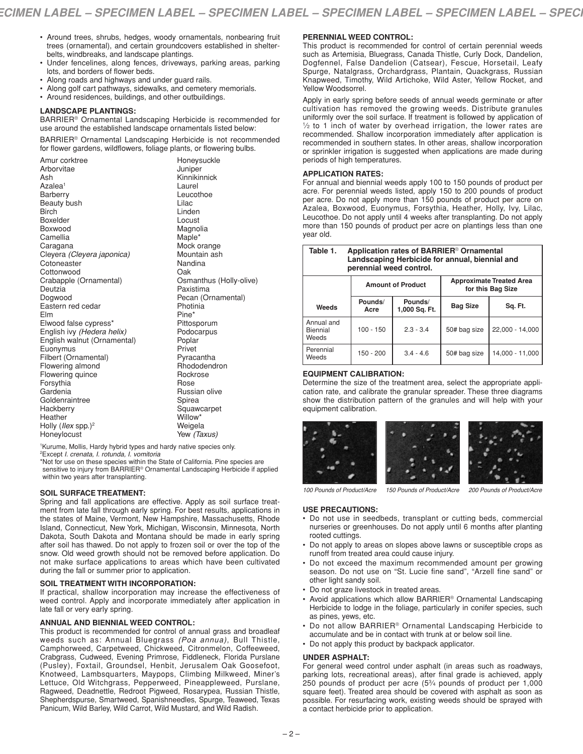- Around trees, shrubs, hedges, woody ornamentals, nonbearing fruit trees (ornamental), and certain groundcovers established in shelter-belts, windbreaks, and landscape plantings.
- Under fencelines, along fences, driveways, parking areas, parking lots, and borders of flower beds.
- Along roads and highways and under guard rails.
- Along golf cart pathways, sidewalks, and cemetery memorials.
- Around residences, buildings, and other outbuildings.

**LANDSCAPE PLANTINGS:**

BARRIER® Ornamental Landscaping Herbicide is recommended for use around the established landscape ornamentals listed below:

BARRIER® Ornamental Landscaping Herbicide is not recommended for flower gardens, wildflowers, foliage plants, or flowering bulbs.

Amur corktree
Arborvitae
Ash
Azalea[1]
Barberry
Beauty bush
Birch
Boxelder
Boxwood
Camellia
Caragana
Cleyera *(Cleyera japonica)*
Cotoneaster
Cottonwood
Crabapple (Ornamental)
Deutzia
Dogwood
Eastern red cedar
Elm
Elwood false cypress*
English ivy *(Hedera helix)*
English walnut (Ornamental)
Euonymus
Filbert (Ornamental)
Flowering almond
Flowering quince
Forsythia
Gardenia
Goldenraintree
Hackberry
Heather
Holly (*Ilex* spp.)[2]
Honeylocust
Honeysuckle
Juniper
Kinnikinnick
Laurel
Leucothoe
Lilac
Linden
Locust
Magnolia
Maple*
Mock orange
Mountain ash
Nandina
Oak
Osmanthus (Holly-olive)
Paxistima
Pecan (Ornamental)
Photinia
Pine*
Pittosporum
Podocarpus
Poplar
Privet
Pyracantha
Rhododendron
Rockrose
Rose
Russian olive
Spirea
Squawcarpet
Willow*
Weigela
Yew *(Taxus)*

[1]Kurume, Mollis, Hardy hybrid types and hardy native species only.
[2]Except *I. crenata, I. rotunda, I. vomitoria*
*Not for use on these species within the State of California. Pine species are sensitive to injury from BARRIER® Ornamental Landscaping Herbicide if applied within two years after transplanting.

**SOIL SURFACE TREATMENT:**

Spring and fall applications are effective. Apply as soil surface treatment from late fall through early spring. For best results, applications in the states of Maine, Vermont, New Hampshire, Massachusetts, Rhode Island, Connecticut, New York, Michigan, Wisconsin, Minnesota, North Dakota, South Dakota and Montana should be made in early spring after soil has thawed. Do not apply to frozen soil or over the top of the snow. Old weed growth should not be removed before application. Do not make surface applications to areas which have been cultivated during the fall or summer prior to application.

**SOIL TREATMENT WITH INCORPORATION:**

If practical, shallow incorporation may increase the effectiveness of weed control. Apply and incorporate immediately after application in late fall or very early spring.

**ANNUAL AND BIENNIAL WEED CONTROL:**

This product is recommended for control of annual grass and broadleaf weeds such as: Annual Bluegrass *(Poa annua)*, Bull Thistle, Camphorweed, Carpetweed, Chickweed, Citronmelon, Coffeeweed, Crabgrass, Cudweed, Evening Primrose, Fiddleneck, Florida Purslane (Pusley), Foxtail, Groundsel, Henbit, Jerusalem Oak Goosefoot, Knotweed, Lambsquarters, Maypops, Climbing Milkweed, Miner's Lettuce, Old Witchgrass, Pepperweed, Pineappleweed, Purslane, Ragweed, Deadnettle, Redroot Pigweed, Rosarypea, Russian Thistle, Shepherdspurse, Smartweed, Spanishneedles, Spurge, Teaweed, Texas Panicum, Wild Barley, Wild Carrot, Wild Mustard, and Wild Radish.

**PERENNIAL WEED CONTROL:**

This product is recommended for control of certain perennial weeds such as Artemisia, Bluegrass, Canada Thistle, Curly Dock, Dandelion, Dogfennel, False Dandelion (Catsear), Fescue, Horsetail, Leafy Spurge, Natalgrass, Orchardgrass, Plantain, Quackgrass, Russian Knapweed, Timothy, Wild Artichoke, Wild Aster, Yellow Rocket, and Yellow Woodsorrel.

Apply in early spring before seeds of annual weeds germinate or after cultivation has removed the growing weeds. Distribute granules uniformly over the soil surface. If treatment is followed by application of ½ to 1 inch of water by overhead irrigation, the lower rates are recommended. Shallow incorporation immediately after application is recommended in southern states. In other areas, shallow incorporation or sprinkler irrigation is suggested when applications are made during periods of high temperatures.

**APPLICATION RATES:**

For annual and biennial weeds apply 100 to 150 pounds of product per acre. For perennial weeds listed, apply 150 to 200 pounds of product per acre. Do not apply more than 150 pounds of product per acre on Azalea, Boxwood, Euonymus, Forsythia, Heather, Holly, Ivy, Lilac, Leucothoe. Do not apply until 4 weeks after transplanting. Do not apply more than 150 pounds of product per acre on plantings less than one year old.

**Table 1. Application rates of BARRIER® Ornamental Landscaping Herbicide for annual, biennial and perennial weed control.**

| | Amount of Product | | Approximate Treated Area for this Bag Size | |
|---|---|---|---|---|
| Weeds | Pounds/ Acre | Pounds/ 1,000 Sq. Ft. | Bag Size | Sq. Ft. |
| Annual and Biennial Weeds | 100 - 150 | 2.3 - 3.4 | 50# bag size | 22,000 - 14,000 |
| Perennial Weeds | 150 - 200 | 3.4 - 4.6 | 50# bag size | 14,000 - 11,000 |

**EQUIPMENT CALIBRATION:**

Determine the size of the treatment area, select the appropriate application rate, and calibrate the granular spreader. These three diagrams show the distribution pattern of the granules and will help with your equipment calibration.

*100 Pounds of Product/Acre* *150 Pounds of Product/Acre* *200 Pounds of Product/Acre*

**USE PRECAUTIONS:**

- Do not use in seedbeds, transplant or cutting beds, commercial nurseries or greenhouses. Do not apply until 6 months after planting rooted cuttings.
- Do not apply to areas on slopes above lawns or susceptible crops as runoff from treated area could cause injury.
- Do not exceed the maximum recommended amount per growing season. Do not use on "St. Lucie fine sand", "Arzell fine sand" or other light sandy soil.
- Do not graze livestock in treated areas.
- Avoid applications which allow BARRIER® Ornamental Landscaping Herbicide to lodge in the foliage, particularly in conifer species, such as pines, yews, etc.
- Do not allow BARRIER® Ornamental Landscaping Herbicide to accumulate and be in contact with trunk at or below soil line.
- Do not apply this product by backpack applicator.

**UNDER ASPHALT:**

For general weed control under asphalt (in areas such as roadways, parking lots, recreational areas), after final grade is achieved, apply 250 pounds of product per acre (5¾ pounds of product per 1,000 square feet). Treated area should be covered with asphalt as soon as possible. For resurfacing work, existing weeds should be sprayed with a contact herbicide prior to application.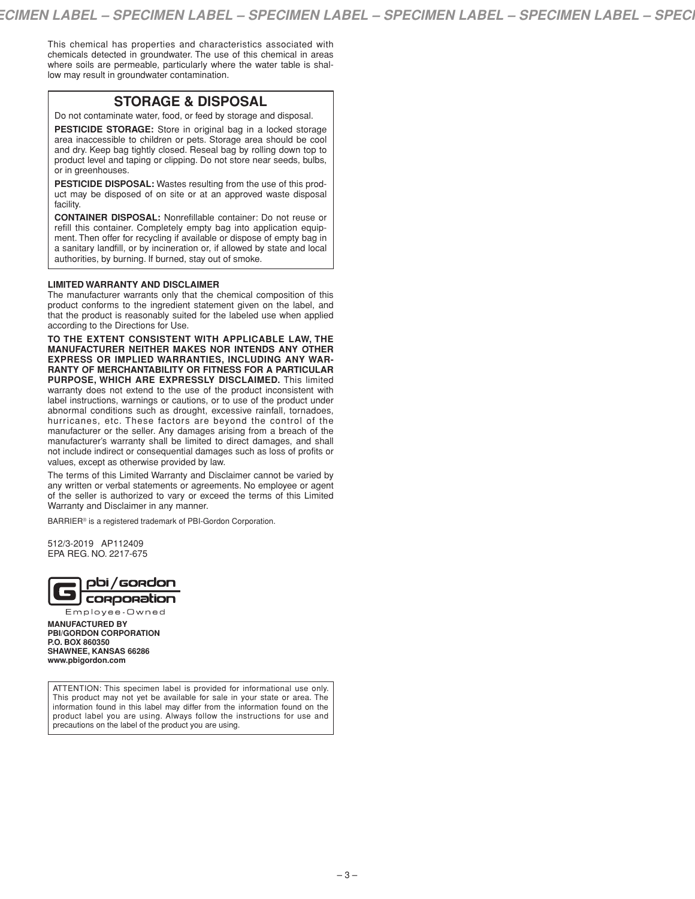This chemical has properties and characteristics associated with chemicals detected in groundwater. The use of this chemical in areas where soils are permeable, particularly where the water table is shallow may result in groundwater contamination.

## STORAGE & DISPOSAL

Do not contaminate water, food, or feed by storage and disposal.

**PESTICIDE STORAGE:** Store in original bag in a locked storage area inaccessible to children or pets. Storage area should be cool and dry. Keep bag tightly closed. Reseal bag by rolling down top to product level and taping or clipping. Do not store near seeds, bulbs, or in greenhouses.

**PESTICIDE DISPOSAL:** Wastes resulting from the use of this product may be disposed of on site or at an approved waste disposal facility.

**CONTAINER DISPOSAL:** Nonrefillable container: Do not reuse or refill this container. Completely empty bag into application equipment. Then offer for recycling if available or dispose of empty bag in a sanitary landfill, or by incineration or, if allowed by state and local authorities, by burning. If burned, stay out of smoke.

**LIMITED WARRANTY AND DISCLAIMER**

The manufacturer warrants only that the chemical composition of this product conforms to the ingredient statement given on the label, and that the product is reasonably suited for the labeled use when applied according to the Directions for Use.

**TO THE EXTENT CONSISTENT WITH APPLICABLE LAW, THE MANUFACTURER NEITHER MAKES NOR INTENDS ANY OTHER EXPRESS OR IMPLIED WARRANTIES, INCLUDING ANY WARRANTY OF MERCHANTABILITY OR FITNESS FOR A PARTICULAR PURPOSE, WHICH ARE EXPRESSLY DISCLAIMED.** This limited warranty does not extend to the use of the product inconsistent with label instructions, warnings or cautions, or to use of the product under abnormal conditions such as drought, excessive rainfall, tornadoes, hurricanes, etc. These factors are beyond the control of the manufacturer or the seller. Any damages arising from a breach of the manufacturer's warranty shall be limited to direct damages, and shall not include indirect or consequential damages such as loss of profits or values, except as otherwise provided by law.

The terms of this Limited Warranty and Disclaimer cannot be varied by any written or verbal statements or agreements. No employee or agent of the seller is authorized to vary or exceed the terms of this Limited Warranty and Disclaimer in any manner.

BARRIER® is a registered trademark of PBI-Gordon Corporation.

512/3-2019 AP112409
EPA REG. NO. 2217-675

pbi/gordon corporation
Employee-Owned

**MANUFACTURED BY**
**PBI/GORDON CORPORATION**
**P.O. BOX 860350**
**SHAWNEE, KANSAS 66286**
**www.pbigordon.com**

ATTENTION: This specimen label is provided for informational use only. This product may not yet be available for sale in your state or area. The information found in this label may differ from the information found on the product label you are using. Always follow the instructions for use and precautions on the label of the product you are using.